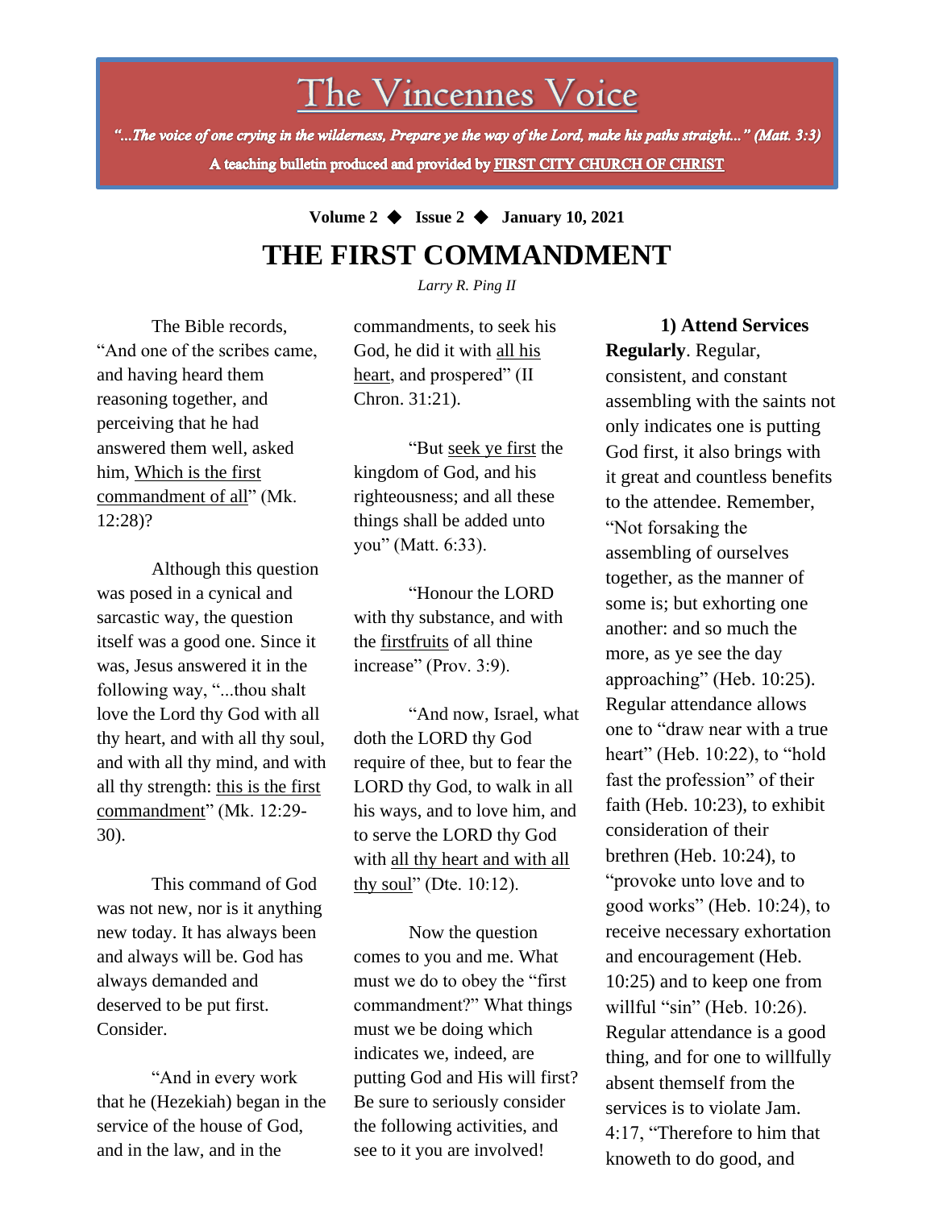# The Vincennes Voice

*"...The voice of one crying in the wilderness, Prepare ye the way of the Lord, make his paths straight..." (Matt. 3:3)*

**A teaching bulletin produced and provided by FIRST CITY CHURCH OF CHRIST**

**Volume 2 ◆ Issue 2 ◆ January 10, 2021**

# THE FIRST COMMANDMENT

*Larry R. Ping II*

The Bible records, "And one of the scribes came, and having heard them reasoning together, and perceiving that he had answered them well, asked him, Which is the first commandment of all" (Mk. 12:28)?

Although this question was posed in a cynical and sarcastic way, the question itself was a good one. Since it was, Jesus answered it in the following way, "...thou shalt love the Lord thy God with all thy heart, and with all thy soul, and with all thy mind, and with all thy strength: this is the first commandment" (Mk. 12:29-30).

This command of God was not new, nor is it anything new today. It has always been and always will be. God has always demanded and deserved to be put first. Consider.

"And in every work that he (Hezekiah) began in the service of the house of God, and in the law, and in the commandments, to seek his God, he did it with all his heart, and prospered" (II Chron. 31:21).

"But seek ye first the kingdom of God, and his righteousness; and all these things shall be added unto you" (Matt. 6:33).

"Honour the LORD with thy substance, and with the firstfruits of all thine increase" (Prov. 3:9).

"And now, Israel, what doth the LORD thy God require of thee, but to fear the LORD thy God, to walk in all his ways, and to love him, and to serve the LORD thy God with all thy heart and with all thy soul" (Dte. 10:12).

Now the question comes to you and me. What must we do to obey the "first commandment?" What things must we be doing which indicates we, indeed, are putting God and His will first? Be sure to seriously consider the following activities, and see to it you are involved!

**1) Attend Services Regularly**. Regular, consistent, and constant assembling with the saints not only indicates one is putting God first, it also brings with it great and countless benefits to the attendee. Remember, "Not forsaking the assembling of ourselves together, as the manner of some is; but exhorting one another: and so much the more, as ye see the day approaching" (Heb. 10:25). Regular attendance allows one to "draw near with a true heart" (Heb. 10:22), to "hold fast the profession" of their faith (Heb. 10:23), to exhibit consideration of their brethren (Heb. 10:24), to "provoke unto love and to good works" (Heb. 10:24), to receive necessary exhortation and encouragement (Heb. 10:25) and to keep one from willful "sin" (Heb. 10:26). Regular attendance is a good thing, and for one to willfully absent themself from the services is to violate Jam. 4:17, "Therefore to him that knoweth to do good, and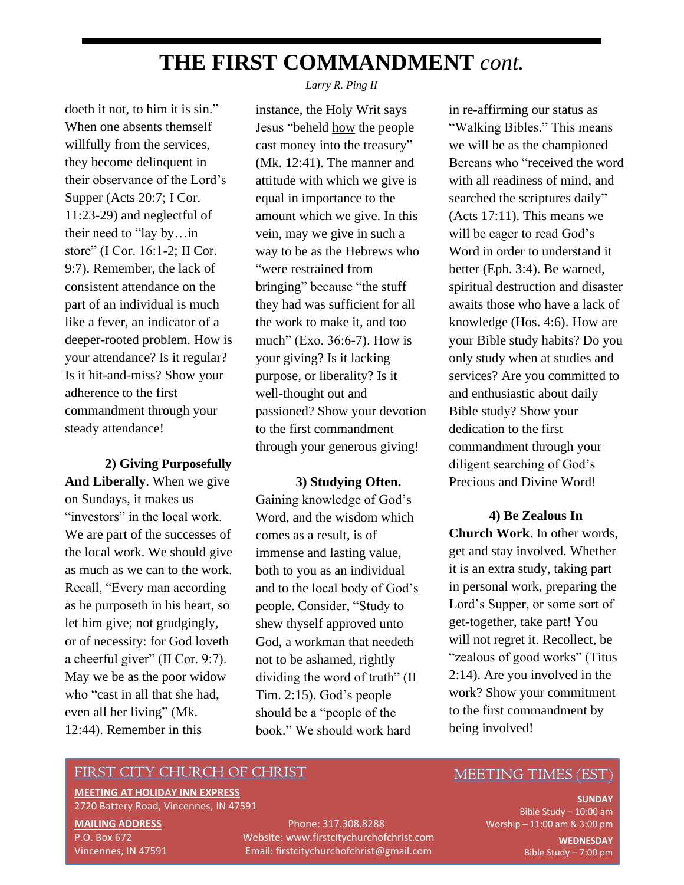# THE FIRST COMMANDMENT *cont.*

*Larry R. Ping II*

doeth it not, to him it is sin." When one absents themself willfully from the services, they become delinquent in their observance of the Lord's Supper (Acts 20:7; I Cor. 11:23-29) and neglectful of their need to "lay by…in store" (I Cor. 16:1-2; II Cor. 9:7). Remember, the lack of consistent attendance on the part of an individual is much like a fever, an indicator of a deeper-rooted problem. How is your attendance? Is it regular? Is it hit-and-miss? Show your adherence to the first commandment through your steady attendance!

**2) Giving Purposefully And Liberally**. When we give on Sundays, it makes us "investors" in the local work. We are part of the successes of the local work. We should give as much as we can to the work. Recall, "Every man according as he purposeth in his heart, so let him give; not grudgingly, or of necessity: for God loveth a cheerful giver" (II Cor. 9:7). May we be as the poor widow who "cast in all that she had, even all her living" (Mk. 12:44). Remember in this instance, the Holy Writ says Jesus "beheld <u>how</u> the people cast money into the treasury" (Mk. 12:41). The manner and attitude with which we give is equal in importance to the amount which we give. In this vein, may we give in such a way to be as the Hebrews who "were restrained from bringing" because "the stuff they had was sufficient for all the work to make it, and too much" (Exo. 36:6-7). How is your giving? Is it lacking purpose, or liberality? Is it well-thought out and passioned? Show your devotion to the first commandment through your generous giving!

**3) Studying Often.** Gaining knowledge of God's Word, and the wisdom which comes as a result, is of immense and lasting value, both to you as an individual and to the local body of God's people. Consider, "Study to shew thyself approved unto God, a workman that needeth not to be ashamed, rightly dividing the word of truth" (II Tim. 2:15). God's people should be a "people of the book." We should work hard in re-affirming our status as "Walking Bibles." This means we will be as the championed Bereans who "received the word with all readiness of mind, and searched the scriptures daily" (Acts 17:11). This means we will be eager to read God's Word in order to understand it better (Eph. 3:4). Be warned, spiritual destruction and disaster awaits those who have a lack of knowledge (Hos. 4:6). How are your Bible study habits? Do you only study when at studies and services? Are you committed to and enthusiastic about daily Bible study? Show your dedication to the first commandment through your diligent searching of God's Precious and Divine Word!

**4) Be Zealous In Church Work**. In other words, get and stay involved. Whether it is an extra study, taking part in personal work, preparing the Lord's Supper, or some sort of get-together, take part! You will not regret it. Recollect, be "zealous of good works" (Titus 2:14). Are you involved in the work? Show your commitment to the first commandment by being involved!

---

**FIRST CITY CHURCH OF CHRIST**

**MEETING AT HOLIDAY INN EXPRESS**
2720 Battery Road, Vincennes, IN 47591

**MAILING ADDRESS**
P.O. Box 672
Vincennes, IN 47591

Phone: 317.308.8288
Website: www.firstcitychurchofchrist.com
Email: firstcitychurchofchrist@gmail.com

**MEETING TIMES (EST)**

**SUNDAY**
Bible Study – 10:00 am
Worship – 11:00 am & 3:00 pm

**WEDNESDAY**
Bible Study – 7:00 pm